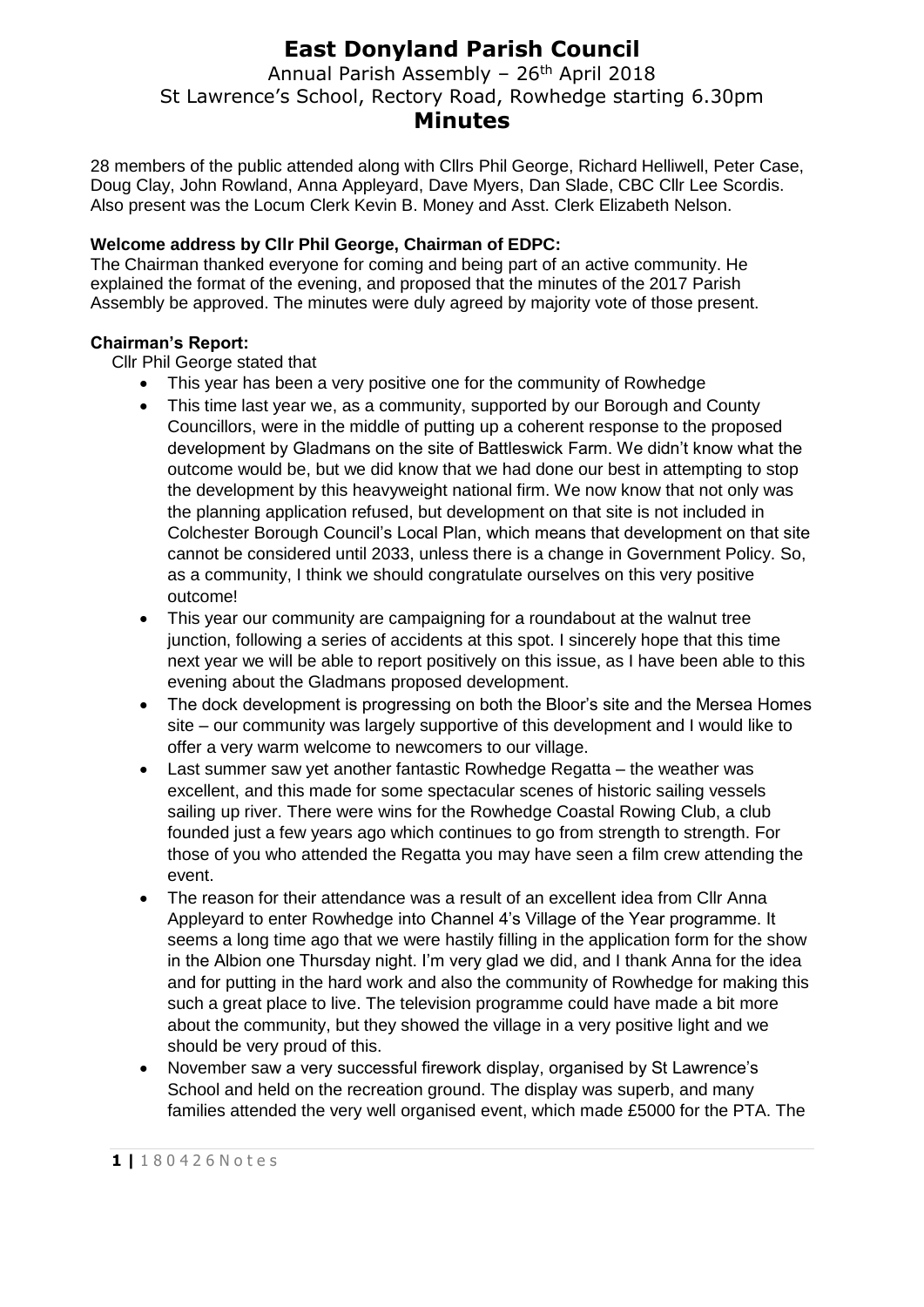# East Donyland Parish Council

Annual Parish Assembly – 26th April 2018
St Lawrence's School, Rectory Road, Rowhedge starting 6.30pm

## Minutes

28 members of the public attended along with Cllrs Phil George, Richard Helliwell, Peter Case, Doug Clay, John Rowland, Anna Appleyard, Dave Myers, Dan Slade, CBC Cllr Lee Scordis. Also present was the Locum Clerk Kevin B. Money and Asst. Clerk Elizabeth Nelson.

**Welcome address by Cllr Phil George, Chairman of EDPC:**

The Chairman thanked everyone for coming and being part of an active community. He explained the format of the evening, and proposed that the minutes of the 2017 Parish Assembly be approved. The minutes were duly agreed by majority vote of those present.

**Chairman's Report:**

Cllr Phil George stated that

- This year has been a very positive one for the community of Rowhedge
- This time last year we, as a community, supported by our Borough and County Councillors, were in the middle of putting up a coherent response to the proposed development by Gladmans on the site of Battleswick Farm. We didn't know what the outcome would be, but we did know that we had done our best in attempting to stop the development by this heavyweight national firm. We now know that not only was the planning application refused, but development on that site is not included in Colchester Borough Council's Local Plan, which means that development on that site cannot be considered until 2033, unless there is a change in Government Policy. So, as a community, I think we should congratulate ourselves on this very positive outcome!
- This year our community are campaigning for a roundabout at the walnut tree junction, following a series of accidents at this spot. I sincerely hope that this time next year we will be able to report positively on this issue, as I have been able to this evening about the Gladmans proposed development.
- The dock development is progressing on both the Bloor's site and the Mersea Homes site – our community was largely supportive of this development and I would like to offer a very warm welcome to newcomers to our village.
- Last summer saw yet another fantastic Rowhedge Regatta – the weather was excellent, and this made for some spectacular scenes of historic sailing vessels sailing up river. There were wins for the Rowhedge Coastal Rowing Club, a club founded just a few years ago which continues to go from strength to strength. For those of you who attended the Regatta you may have seen a film crew attending the event.
- The reason for their attendance was a result of an excellent idea from Cllr Anna Appleyard to enter Rowhedge into Channel 4's Village of the Year programme. It seems a long time ago that we were hastily filling in the application form for the show in the Albion one Thursday night. I'm very glad we did, and I thank Anna for the idea and for putting in the hard work and also the community of Rowhedge for making this such a great place to live. The television programme could have made a bit more about the community, but they showed the village in a very positive light and we should be very proud of this.
- November saw a very successful firework display, organised by St Lawrence's School and held on the recreation ground. The display was superb, and many families attended the very well organised event, which made £5000 for the PTA. The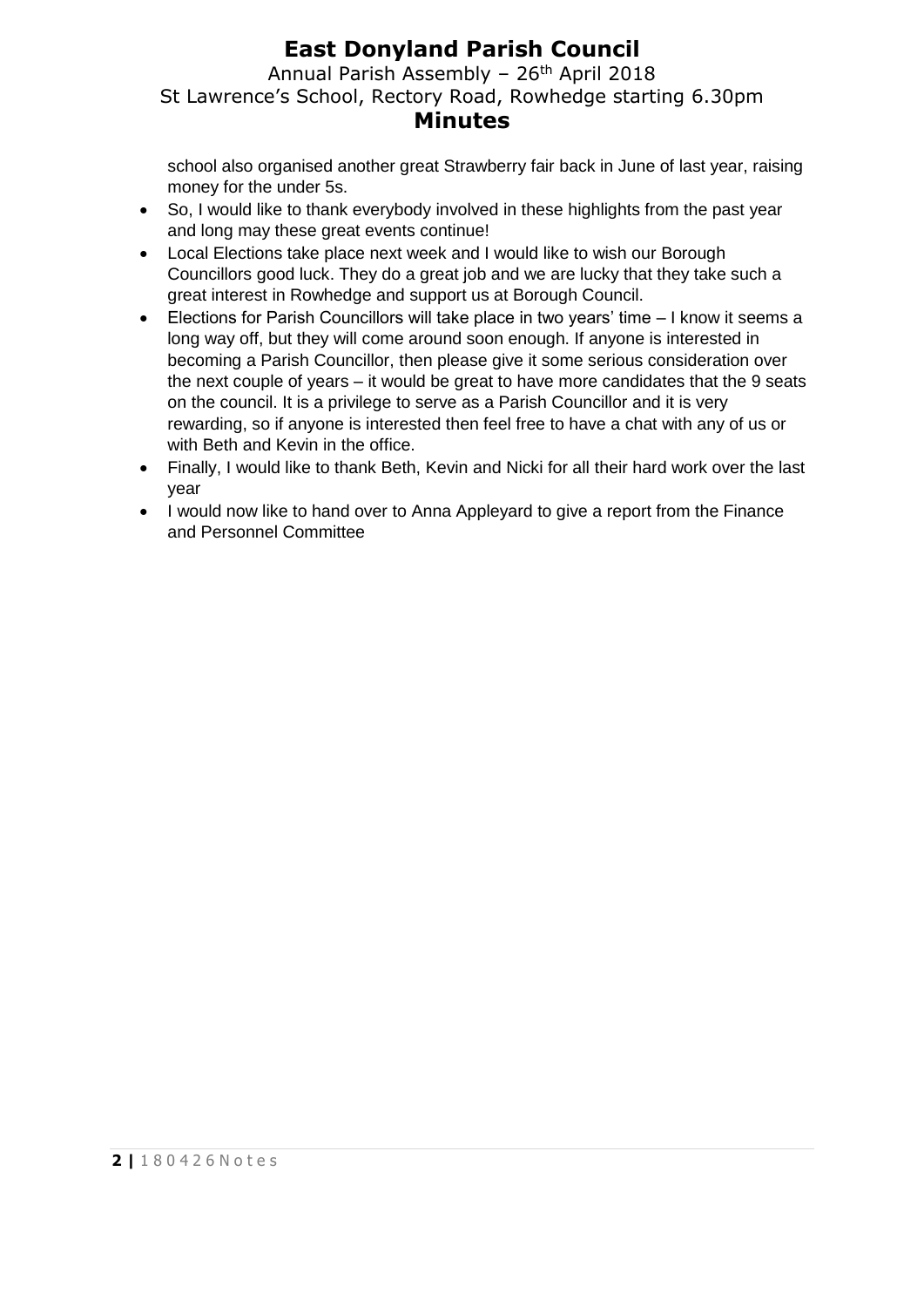school also organised another great Strawberry fair back in June of last year, raising money for the under 5s.

- So, I would like to thank everybody involved in these highlights from the past year and long may these great events continue!
- Local Elections take place next week and I would like to wish our Borough Councillors good luck. They do a great job and we are lucky that they take such a great interest in Rowhedge and support us at Borough Council.
- Elections for Parish Councillors will take place in two years' time – I know it seems a long way off, but they will come around soon enough. If anyone is interested in becoming a Parish Councillor, then please give it some serious consideration over the next couple of years – it would be great to have more candidates that the 9 seats on the council. It is a privilege to serve as a Parish Councillor and it is very rewarding, so if anyone is interested then feel free to have a chat with any of us or with Beth and Kevin in the office.
- Finally, I would like to thank Beth, Kevin and Nicki for all their hard work over the last year
- I would now like to hand over to Anna Appleyard to give a report from the Finance and Personnel Committee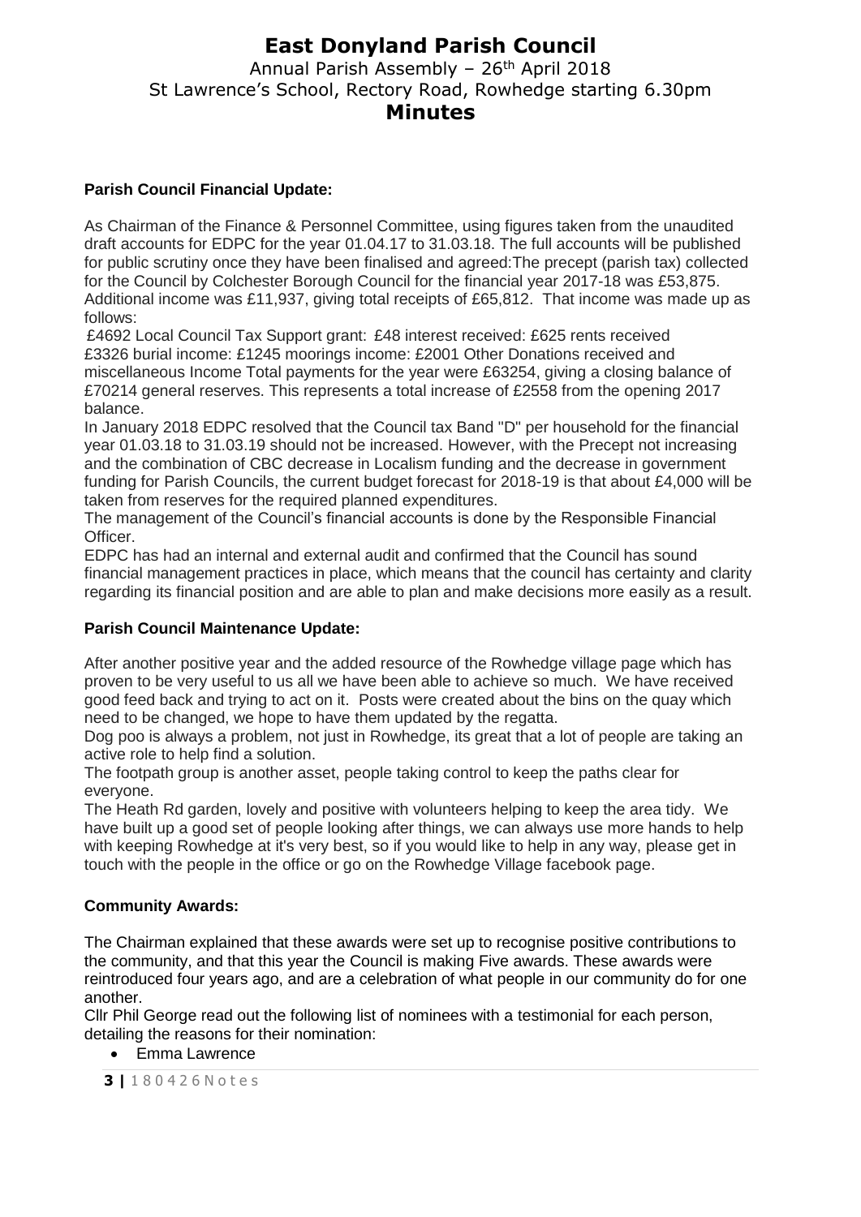# East Donyland Parish Council

Annual Parish Assembly – 26th April 2018
St Lawrence's School, Rectory Road, Rowhedge starting 6.30pm

## Minutes

**Parish Council Financial Update:**

As Chairman of the Finance & Personnel Committee, using figures taken from the unaudited draft accounts for EDPC for the year 01.04.17 to 31.03.18. The full accounts will be published for public scrutiny once they have been finalised and agreed:The precept (parish tax) collected for the Council by Colchester Borough Council for the financial year 2017-18 was £53,875. Additional income was £11,937, giving total receipts of £65,812. That income was made up as follows:

£4692 Local Council Tax Support grant: £48 interest received: £625 rents received £3326 burial income: £1245 moorings income: £2001 Other Donations received and miscellaneous Income Total payments for the year were £63254, giving a closing balance of £70214 general reserves. This represents a total increase of £2558 from the opening 2017 balance.

In January 2018 EDPC resolved that the Council tax Band "D" per household for the financial year 01.03.18 to 31.03.19 should not be increased. However, with the Precept not increasing and the combination of CBC decrease in Localism funding and the decrease in government funding for Parish Councils, the current budget forecast for 2018-19 is that about £4,000 will be taken from reserves for the required planned expenditures.

The management of the Council's financial accounts is done by the Responsible Financial Officer.

EDPC has had an internal and external audit and confirmed that the Council has sound financial management practices in place, which means that the council has certainty and clarity regarding its financial position and are able to plan and make decisions more easily as a result.

**Parish Council Maintenance Update:**

After another positive year and the added resource of the Rowhedge village page which has proven to be very useful to us all we have been able to achieve so much. We have received good feed back and trying to act on it. Posts were created about the bins on the quay which need to be changed, we hope to have them updated by the regatta.

Dog poo is always a problem, not just in Rowhedge, its great that a lot of people are taking an active role to help find a solution.

The footpath group is another asset, people taking control to keep the paths clear for everyone.

The Heath Rd garden, lovely and positive with volunteers helping to keep the area tidy. We have built up a good set of people looking after things, we can always use more hands to help with keeping Rowhedge at it's very best, so if you would like to help in any way, please get in touch with the people in the office or go on the Rowhedge Village facebook page.

**Community Awards:**

The Chairman explained that these awards were set up to recognise positive contributions to the community, and that this year the Council is making Five awards. These awards were reintroduced four years ago, and are a celebration of what people in our community do for one another.

Cllr Phil George read out the following list of nominees with a testimonial for each person, detailing the reasons for their nomination:

- Emma Lawrence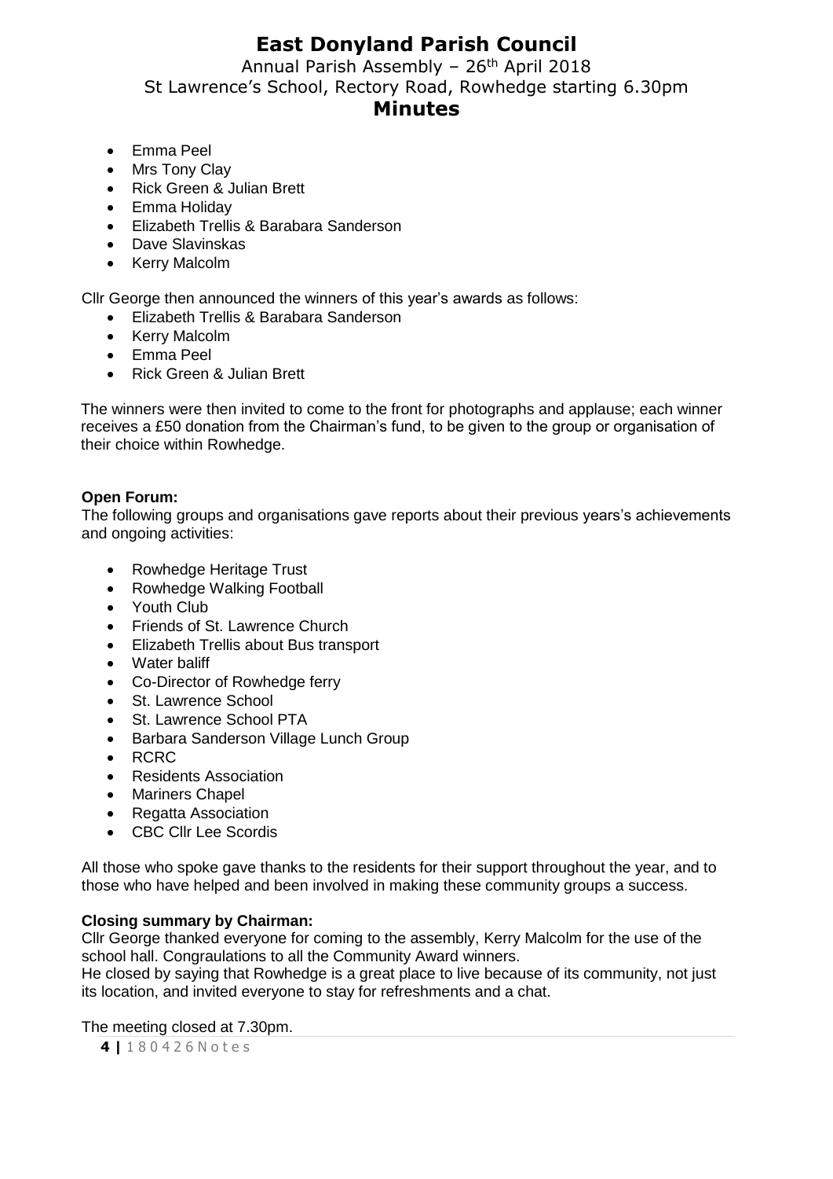- Emma Peel
- Mrs Tony Clay
- Rick Green & Julian Brett
- Emma Holiday
- Elizabeth Trellis & Barabara Sanderson
- Dave Slavinskas
- Kerry Malcolm

Cllr George then announced the winners of this year's awards as follows:

- Elizabeth Trellis & Barabara Sanderson
- Kerry Malcolm
- Emma Peel
- Rick Green & Julian Brett

The winners were then invited to come to the front for photographs and applause; each winner receives a £50 donation from the Chairman's fund, to be given to the group or organisation of their choice within Rowhedge.

**Open Forum:**
The following groups and organisations gave reports about their previous years's achievements and ongoing activities:

- Rowhedge Heritage Trust
- Rowhedge Walking Football
- Youth Club
- Friends of St. Lawrence Church
- Elizabeth Trellis about Bus transport
- Water baliff
- Co-Director of Rowhedge ferry
- St. Lawrence School
- St. Lawrence School PTA
- Barbara Sanderson Village Lunch Group
- RCRC
- Residents Association
- Mariners Chapel
- Regatta Association
- CBC Cllr Lee Scordis

All those who spoke gave thanks to the residents for their support throughout the year, and to those who have helped and been involved in making these community groups a success.

**Closing summary by Chairman:**
Cllr George thanked everyone for coming to the assembly, Kerry Malcolm for the use of the school hall. Congraulations to all the Community Award winners.
He closed by saying that Rowhedge is a great place to live because of its community, not just its location, and invited everyone to stay for refreshments and a chat.

The meeting closed at 7.30pm.